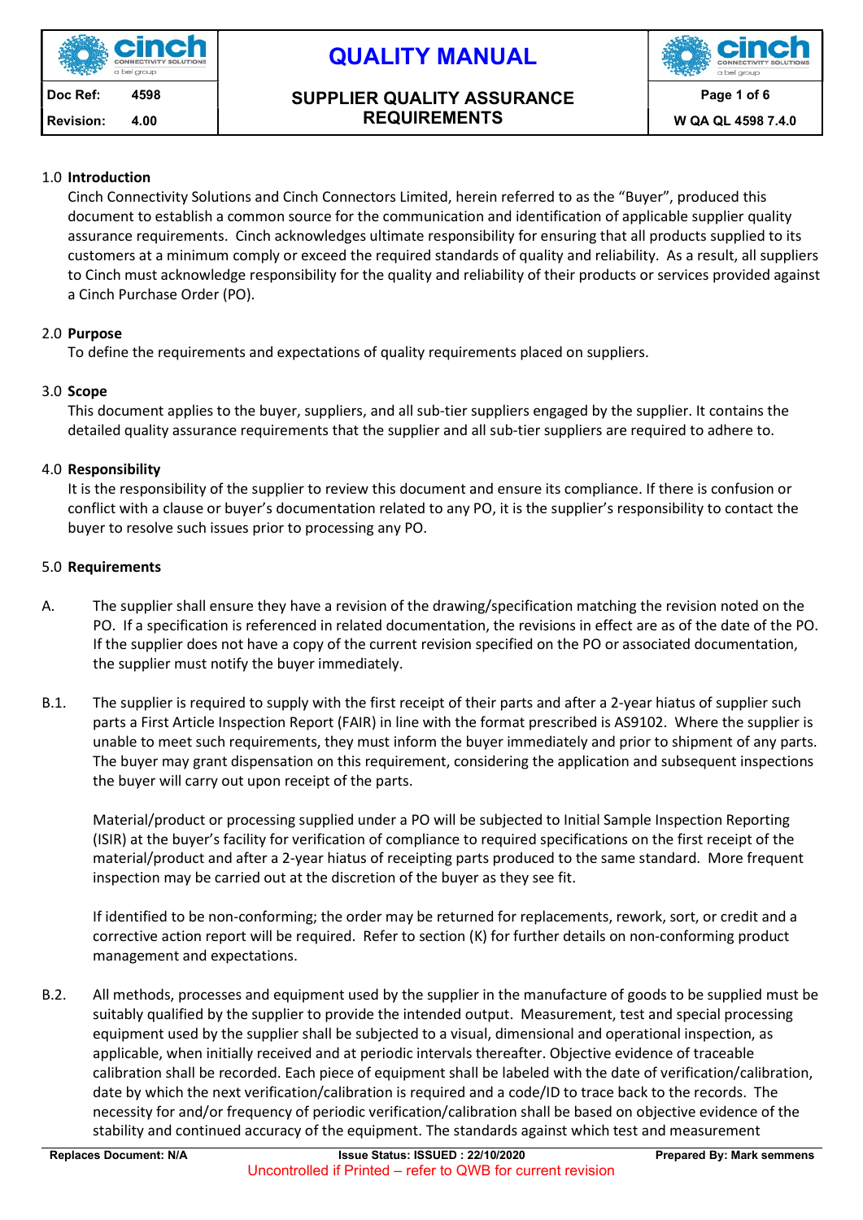### 1.0 Introduction

Cinch Connectivity Solutions and Cinch Connectors Limited, herein referred to as the "Buyer", produced this document to establish a common source for the communication and identification of applicable supplier quality assurance requirements. Cinch acknowledges ultimate responsibility for ensuring that all products supplied to its customers at a minimum comply or exceed the required standards of quality and reliability. As a result, all suppliers to Cinch must acknowledge responsibility for the quality and reliability of their products or services provided against a Cinch Purchase Order (PO).

### 2.0 Purpose

To define the requirements and expectations of quality requirements placed on suppliers.

### 3.0 Scope

This document applies to the buyer, suppliers, and all sub-tier suppliers engaged by the supplier. It contains the detailed quality assurance requirements that the supplier and all sub-tier suppliers are required to adhere to.

### 4.0 Responsibility

It is the responsibility of the supplier to review this document and ensure its compliance. If there is confusion or conflict with a clause or buyer's documentation related to any PO, it is the supplier's responsibility to contact the buyer to resolve such issues prior to processing any PO.

### 5.0 Requirements

A. The supplier shall ensure they have a revision of the drawing/specification matching the revision noted on the PO. If a specification is referenced in related documentation, the revisions in effect are as of the date of the PO. If the supplier does not have a copy of the current revision specified on the PO or associated documentation, the supplier must notify the buyer immediately.

B.1. The supplier is required to supply with the first receipt of their parts and after a 2-year hiatus of supplier such parts a First Article Inspection Report (FAIR) in line with the format prescribed is AS9102. Where the supplier is unable to meet such requirements, they must inform the buyer immediately and prior to shipment of any parts. The buyer may grant dispensation on this requirement, considering the application and subsequent inspections the buyer will carry out upon receipt of the parts.

Material/product or processing supplied under a PO will be subjected to Initial Sample Inspection Reporting (ISIR) at the buyer's facility for verification of compliance to required specifications on the first receipt of the material/product and after a 2-year hiatus of receipting parts produced to the same standard. More frequent inspection may be carried out at the discretion of the buyer as they see fit.

If identified to be non-conforming; the order may be returned for replacements, rework, sort, or credit and a corrective action report will be required. Refer to section (K) for further details on non-conforming product management and expectations.

B.2. All methods, processes and equipment used by the supplier in the manufacture of goods to be supplied must be suitably qualified by the supplier to provide the intended output. Measurement, test and special processing equipment used by the supplier shall be subjected to a visual, dimensional and operational inspection, as applicable, when initially received and at periodic intervals thereafter. Objective evidence of traceable calibration shall be recorded. Each piece of equipment shall be labeled with the date of verification/calibration, date by which the next verification/calibration is required and a code/ID to trace back to the records. The necessity for and/or frequency of periodic verification/calibration shall be based on objective evidence of the stability and continued accuracy of the equipment. The standards against which test and measurement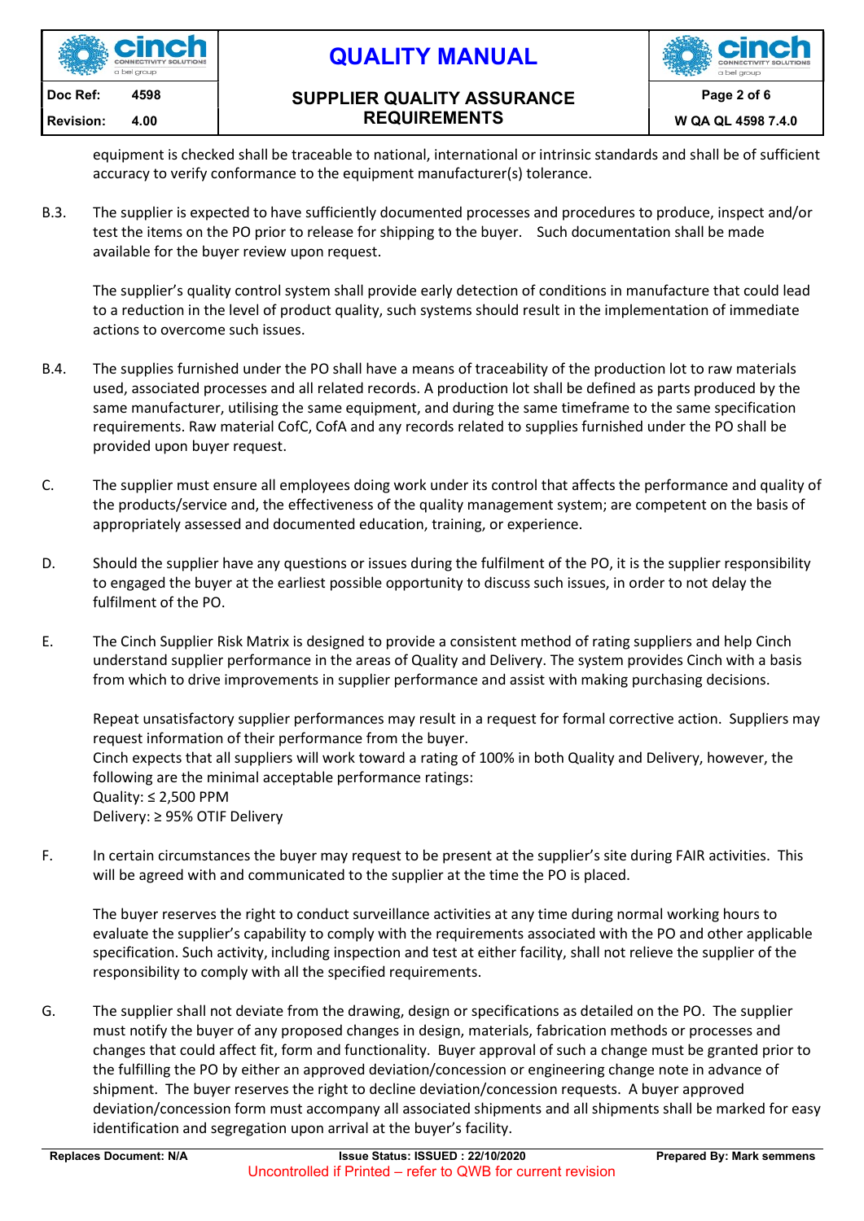equipment is checked shall be traceable to national, international or intrinsic standards and shall be of sufficient accuracy to verify conformance to the equipment manufacturer(s) tolerance.

B.3. The supplier is expected to have sufficiently documented processes and procedures to produce, inspect and/or test the items on the PO prior to release for shipping to the buyer. Such documentation shall be made available for the buyer review upon request.

The supplier's quality control system shall provide early detection of conditions in manufacture that could lead to a reduction in the level of product quality, such systems should result in the implementation of immediate actions to overcome such issues.

B.4. The supplies furnished under the PO shall have a means of traceability of the production lot to raw materials used, associated processes and all related records. A production lot shall be defined as parts produced by the same manufacturer, utilising the same equipment, and during the same timeframe to the same specification requirements. Raw material CofC, CofA and any records related to supplies furnished under the PO shall be provided upon buyer request.

C. The supplier must ensure all employees doing work under its control that affects the performance and quality of the products/service and, the effectiveness of the quality management system; are competent on the basis of appropriately assessed and documented education, training, or experience.

D. Should the supplier have any questions or issues during the fulfilment of the PO, it is the supplier responsibility to engaged the buyer at the earliest possible opportunity to discuss such issues, in order to not delay the fulfilment of the PO.

E. The Cinch Supplier Risk Matrix is designed to provide a consistent method of rating suppliers and help Cinch understand supplier performance in the areas of Quality and Delivery. The system provides Cinch with a basis from which to drive improvements in supplier performance and assist with making purchasing decisions.

Repeat unsatisfactory supplier performances may result in a request for formal corrective action. Suppliers may request information of their performance from the buyer.
Cinch expects that all suppliers will work toward a rating of 100% in both Quality and Delivery, however, the following are the minimal acceptable performance ratings:
Quality: ≤ 2,500 PPM
Delivery: ≥ 95% OTIF Delivery

F. In certain circumstances the buyer may request to be present at the supplier's site during FAIR activities. This will be agreed with and communicated to the supplier at the time the PO is placed.

The buyer reserves the right to conduct surveillance activities at any time during normal working hours to evaluate the supplier's capability to comply with the requirements associated with the PO and other applicable specification. Such activity, including inspection and test at either facility, shall not relieve the supplier of the responsibility to comply with all the specified requirements.

G. The supplier shall not deviate from the drawing, design or specifications as detailed on the PO. The supplier must notify the buyer of any proposed changes in design, materials, fabrication methods or processes and changes that could affect fit, form and functionality. Buyer approval of such a change must be granted prior to the fulfilling the PO by either an approved deviation/concession or engineering change note in advance of shipment. The buyer reserves the right to decline deviation/concession requests. A buyer approved deviation/concession form must accompany all associated shipments and all shipments shall be marked for easy identification and segregation upon arrival at the buyer's facility.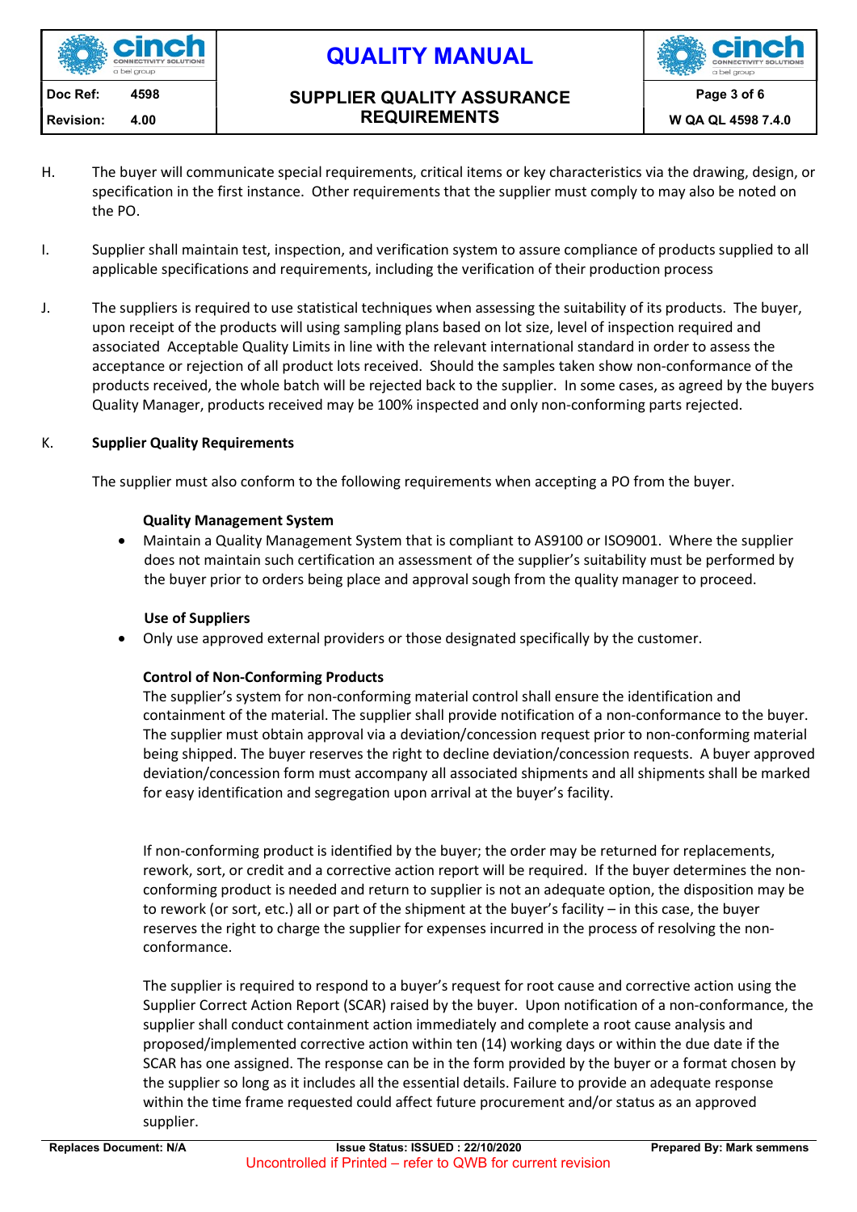H. The buyer will communicate special requirements, critical items or key characteristics via the drawing, design, or specification in the first instance. Other requirements that the supplier must comply to may also be noted on the PO.

I. Supplier shall maintain test, inspection, and verification system to assure compliance of products supplied to all applicable specifications and requirements, including the verification of their production process

J. The suppliers is required to use statistical techniques when assessing the suitability of its products. The buyer, upon receipt of the products will using sampling plans based on lot size, level of inspection required and associated Acceptable Quality Limits in line with the relevant international standard in order to assess the acceptance or rejection of all product lots received. Should the samples taken show non-conformance of the products received, the whole batch will be rejected back to the supplier. In some cases, as agreed by the buyers Quality Manager, products received may be 100% inspected and only non-conforming parts rejected.

K. **Supplier Quality Requirements**

The supplier must also conform to the following requirements when accepting a PO from the buyer.

**Quality Management System**

- Maintain a Quality Management System that is compliant to AS9100 or ISO9001. Where the supplier does not maintain such certification an assessment of the supplier's suitability must be performed by the buyer prior to orders being place and approval sough from the quality manager to proceed.

**Use of Suppliers**

- Only use approved external providers or those designated specifically by the customer.

**Control of Non-Conforming Products**

The supplier's system for non-conforming material control shall ensure the identification and containment of the material. The supplier shall provide notification of a non-conformance to the buyer. The supplier must obtain approval via a deviation/concession request prior to non-conforming material being shipped. The buyer reserves the right to decline deviation/concession requests. A buyer approved deviation/concession form must accompany all associated shipments and all shipments shall be marked for easy identification and segregation upon arrival at the buyer's facility.

If non-conforming product is identified by the buyer; the order may be returned for replacements, rework, sort, or credit and a corrective action report will be required. If the buyer determines the non-conforming product is needed and return to supplier is not an adequate option, the disposition may be to rework (or sort, etc.) all or part of the shipment at the buyer's facility – in this case, the buyer reserves the right to charge the supplier for expenses incurred in the process of resolving the non-conformance.

The supplier is required to respond to a buyer's request for root cause and corrective action using the Supplier Correct Action Report (SCAR) raised by the buyer. Upon notification of a non-conformance, the supplier shall conduct containment action immediately and complete a root cause analysis and proposed/implemented corrective action within ten (14) working days or within the due date if the SCAR has one assigned. The response can be in the form provided by the buyer or a format chosen by the supplier so long as it includes all the essential details. Failure to provide an adequate response within the time frame requested could affect future procurement and/or status as an approved supplier.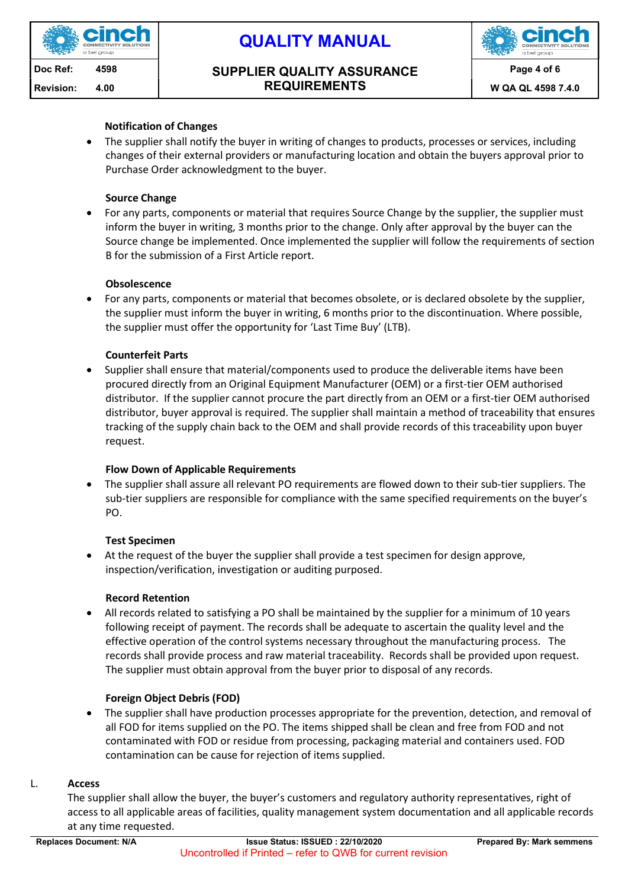**Notification of Changes**

- The supplier shall notify the buyer in writing of changes to products, processes or services, including changes of their external providers or manufacturing location and obtain the buyers approval prior to Purchase Order acknowledgment to the buyer.

**Source Change**

- For any parts, components or material that requires Source Change by the supplier, the supplier must inform the buyer in writing, 3 months prior to the change. Only after approval by the buyer can the Source change be implemented. Once implemented the supplier will follow the requirements of section B for the submission of a First Article report.

**Obsolescence**

- For any parts, components or material that becomes obsolete, or is declared obsolete by the supplier, the supplier must inform the buyer in writing, 6 months prior to the discontinuation. Where possible, the supplier must offer the opportunity for 'Last Time Buy' (LTB).

**Counterfeit Parts**

- Supplier shall ensure that material/components used to produce the deliverable items have been procured directly from an Original Equipment Manufacturer (OEM) or a first-tier OEM authorised distributor. If the supplier cannot procure the part directly from an OEM or a first-tier OEM authorised distributor, buyer approval is required. The supplier shall maintain a method of traceability that ensures tracking of the supply chain back to the OEM and shall provide records of this traceability upon buyer request.

**Flow Down of Applicable Requirements**

- The supplier shall assure all relevant PO requirements are flowed down to their sub-tier suppliers. The sub-tier suppliers are responsible for compliance with the same specified requirements on the buyer's PO.

**Test Specimen**

- At the request of the buyer the supplier shall provide a test specimen for design approve, inspection/verification, investigation or auditing purposed.

**Record Retention**

- All records related to satisfying a PO shall be maintained by the supplier for a minimum of 10 years following receipt of payment. The records shall be adequate to ascertain the quality level and the effective operation of the control systems necessary throughout the manufacturing process. The records shall provide process and raw material traceability. Records shall be provided upon request. The supplier must obtain approval from the buyer prior to disposal of any records.

**Foreign Object Debris (FOD)**

- The supplier shall have production processes appropriate for the prevention, detection, and removal of all FOD for items supplied on the PO. The items shipped shall be clean and free from FOD and not contaminated with FOD or residue from processing, packaging material and containers used. FOD contamination can be cause for rejection of items supplied.

## L. Access

The supplier shall allow the buyer, the buyer's customers and regulatory authority representatives, right of access to all applicable areas of facilities, quality management system documentation and all applicable records at any time requested.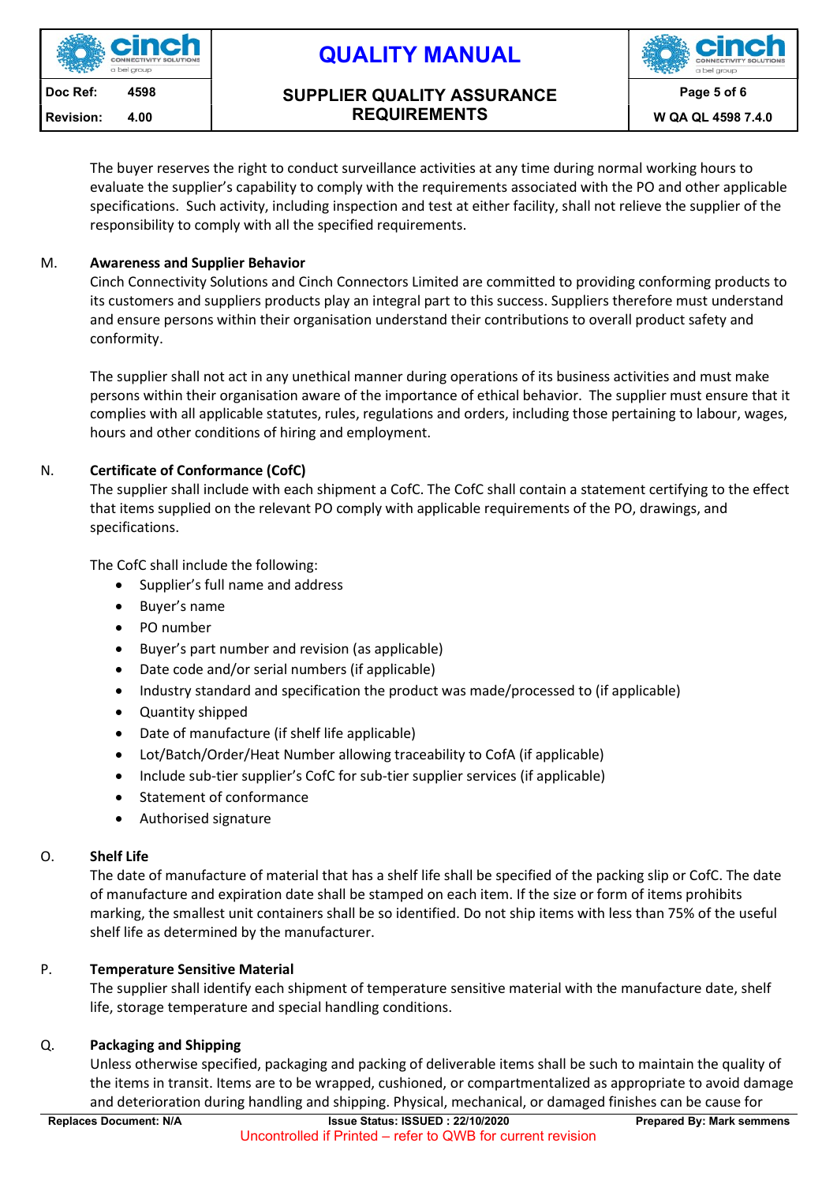The buyer reserves the right to conduct surveillance activities at any time during normal working hours to evaluate the supplier's capability to comply with the requirements associated with the PO and other applicable specifications. Such activity, including inspection and test at either facility, shall not relieve the supplier of the responsibility to comply with all the specified requirements.

M. **Awareness and Supplier Behavior**

Cinch Connectivity Solutions and Cinch Connectors Limited are committed to providing conforming products to its customers and suppliers products play an integral part to this success. Suppliers therefore must understand and ensure persons within their organisation understand their contributions to overall product safety and conformity.

The supplier shall not act in any unethical manner during operations of its business activities and must make persons within their organisation aware of the importance of ethical behavior. The supplier must ensure that it complies with all applicable statutes, rules, regulations and orders, including those pertaining to labour, wages, hours and other conditions of hiring and employment.

N. **Certificate of Conformance (CofC)**

The supplier shall include with each shipment a CofC. The CofC shall contain a statement certifying to the effect that items supplied on the relevant PO comply with applicable requirements of the PO, drawings, and specifications.

The CofC shall include the following:

- Supplier's full name and address
- Buyer's name
- PO number
- Buyer's part number and revision (as applicable)
- Date code and/or serial numbers (if applicable)
- Industry standard and specification the product was made/processed to (if applicable)
- Quantity shipped
- Date of manufacture (if shelf life applicable)
- Lot/Batch/Order/Heat Number allowing traceability to CofA (if applicable)
- Include sub-tier supplier's CofC for sub-tier supplier services (if applicable)
- Statement of conformance
- Authorised signature

O. **Shelf Life**

The date of manufacture of material that has a shelf life shall be specified of the packing slip or CofC. The date of manufacture and expiration date shall be stamped on each item. If the size or form of items prohibits marking, the smallest unit containers shall be so identified. Do not ship items with less than 75% of the useful shelf life as determined by the manufacturer.

P. **Temperature Sensitive Material**

The supplier shall identify each shipment of temperature sensitive material with the manufacture date, shelf life, storage temperature and special handling conditions.

Q. **Packaging and Shipping**

Unless otherwise specified, packaging and packing of deliverable items shall be such to maintain the quality of the items in transit. Items are to be wrapped, cushioned, or compartmentalized as appropriate to avoid damage and deterioration during handling and shipping. Physical, mechanical, or damaged finishes can be cause for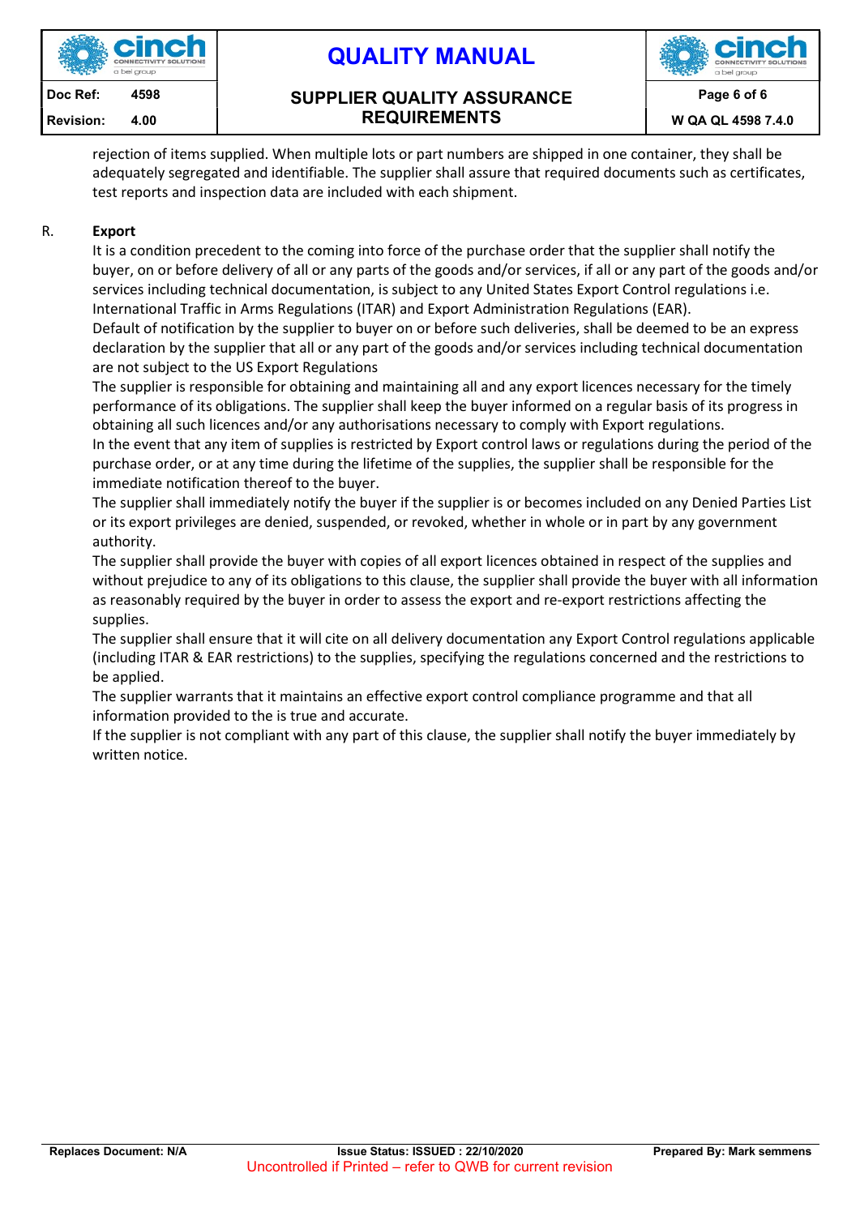rejection of items supplied. When multiple lots or part numbers are shipped in one container, they shall be adequately segregated and identifiable. The supplier shall assure that required documents such as certificates, test reports and inspection data are included with each shipment.

R. **Export**

It is a condition precedent to the coming into force of the purchase order that the supplier shall notify the buyer, on or before delivery of all or any parts of the goods and/or services, if all or any part of the goods and/or services including technical documentation, is subject to any United States Export Control regulations i.e. International Traffic in Arms Regulations (ITAR) and Export Administration Regulations (EAR).

Default of notification by the supplier to buyer on or before such deliveries, shall be deemed to be an express declaration by the supplier that all or any part of the goods and/or services including technical documentation are not subject to the US Export Regulations

The supplier is responsible for obtaining and maintaining all and any export licences necessary for the timely performance of its obligations. The supplier shall keep the buyer informed on a regular basis of its progress in obtaining all such licences and/or any authorisations necessary to comply with Export regulations.

In the event that any item of supplies is restricted by Export control laws or regulations during the period of the purchase order, or at any time during the lifetime of the supplies, the supplier shall be responsible for the immediate notification thereof to the buyer.

The supplier shall immediately notify the buyer if the supplier is or becomes included on any Denied Parties List or its export privileges are denied, suspended, or revoked, whether in whole or in part by any government authority.

The supplier shall provide the buyer with copies of all export licences obtained in respect of the supplies and without prejudice to any of its obligations to this clause, the supplier shall provide the buyer with all information as reasonably required by the buyer in order to assess the export and re-export restrictions affecting the supplies.

The supplier shall ensure that it will cite on all delivery documentation any Export Control regulations applicable (including ITAR & EAR restrictions) to the supplies, specifying the regulations concerned and the restrictions to be applied.

The supplier warrants that it maintains an effective export control compliance programme and that all information provided to the is true and accurate.

If the supplier is not compliant with any part of this clause, the supplier shall notify the buyer immediately by written notice.